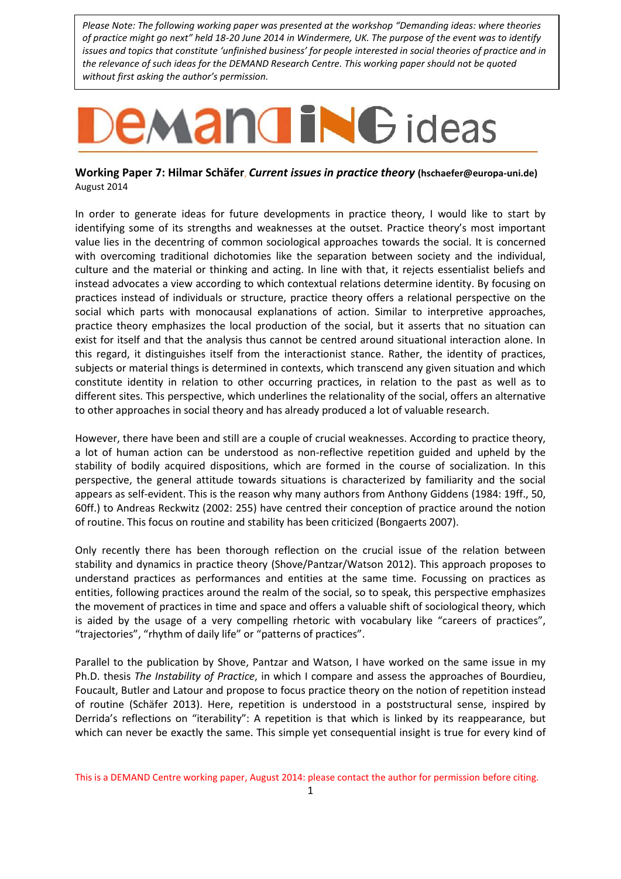*Please Note: The following working paper was presented at the workshop "Demanding ideas: where theories of practice might go next" held 18-20 June 2014 in Windermere, UK. The purpose of the event was to identify issues and topics that constitute 'unfinished business' for people interested in social theories of practice and in the relevance of such ideas for the DEMAND Research Centre. This working paper should not be quoted without first asking the author's permission.*

# DEMANDING ideas

**Working Paper 7: Hilmar Schäfer**, ***Current issues in practice theory*** **(hschaefer@europa-uni.de)**
August 2014

In order to generate ideas for future developments in practice theory, I would like to start by identifying some of its strengths and weaknesses at the outset. Practice theory's most important value lies in the decentring of common sociological approaches towards the social. It is concerned with overcoming traditional dichotomies like the separation between society and the individual, culture and the material or thinking and acting. In line with that, it rejects essentialist beliefs and instead advocates a view according to which contextual relations determine identity. By focusing on practices instead of individuals or structure, practice theory offers a relational perspective on the social which parts with monocausal explanations of action. Similar to interpretive approaches, practice theory emphasizes the local production of the social, but it asserts that no situation can exist for itself and that the analysis thus cannot be centred around situational interaction alone. In this regard, it distinguishes itself from the interactionist stance. Rather, the identity of practices, subjects or material things is determined in contexts, which transcend any given situation and which constitute identity in relation to other occurring practices, in relation to the past as well as to different sites. This perspective, which underlines the relationality of the social, offers an alternative to other approaches in social theory and has already produced a lot of valuable research.

However, there have been and still are a couple of crucial weaknesses. According to practice theory, a lot of human action can be understood as non-reflective repetition guided and upheld by the stability of bodily acquired dispositions, which are formed in the course of socialization. In this perspective, the general attitude towards situations is characterized by familiarity and the social appears as self-evident. This is the reason why many authors from Anthony Giddens (1984: 19ff., 50, 60ff.) to Andreas Reckwitz (2002: 255) have centred their conception of practice around the notion of routine. This focus on routine and stability has been criticized (Bongaerts 2007).

Only recently there has been thorough reflection on the crucial issue of the relation between stability and dynamics in practice theory (Shove/Pantzar/Watson 2012). This approach proposes to understand practices as performances and entities at the same time. Focussing on practices as entities, following practices around the realm of the social, so to speak, this perspective emphasizes the movement of practices in time and space and offers a valuable shift of sociological theory, which is aided by the usage of a very compelling rhetoric with vocabulary like "careers of practices", "trajectories", "rhythm of daily life" or "patterns of practices".

Parallel to the publication by Shove, Pantzar and Watson, I have worked on the same issue in my Ph.D. thesis *The Instability of Practice*, in which I compare and assess the approaches of Bourdieu, Foucault, Butler and Latour and propose to focus practice theory on the notion of repetition instead of routine (Schäfer 2013). Here, repetition is understood in a poststructural sense, inspired by Derrida's reflections on "iterability": A repetition is that which is linked by its reappearance, but which can never be exactly the same. This simple yet consequential insight is true for every kind of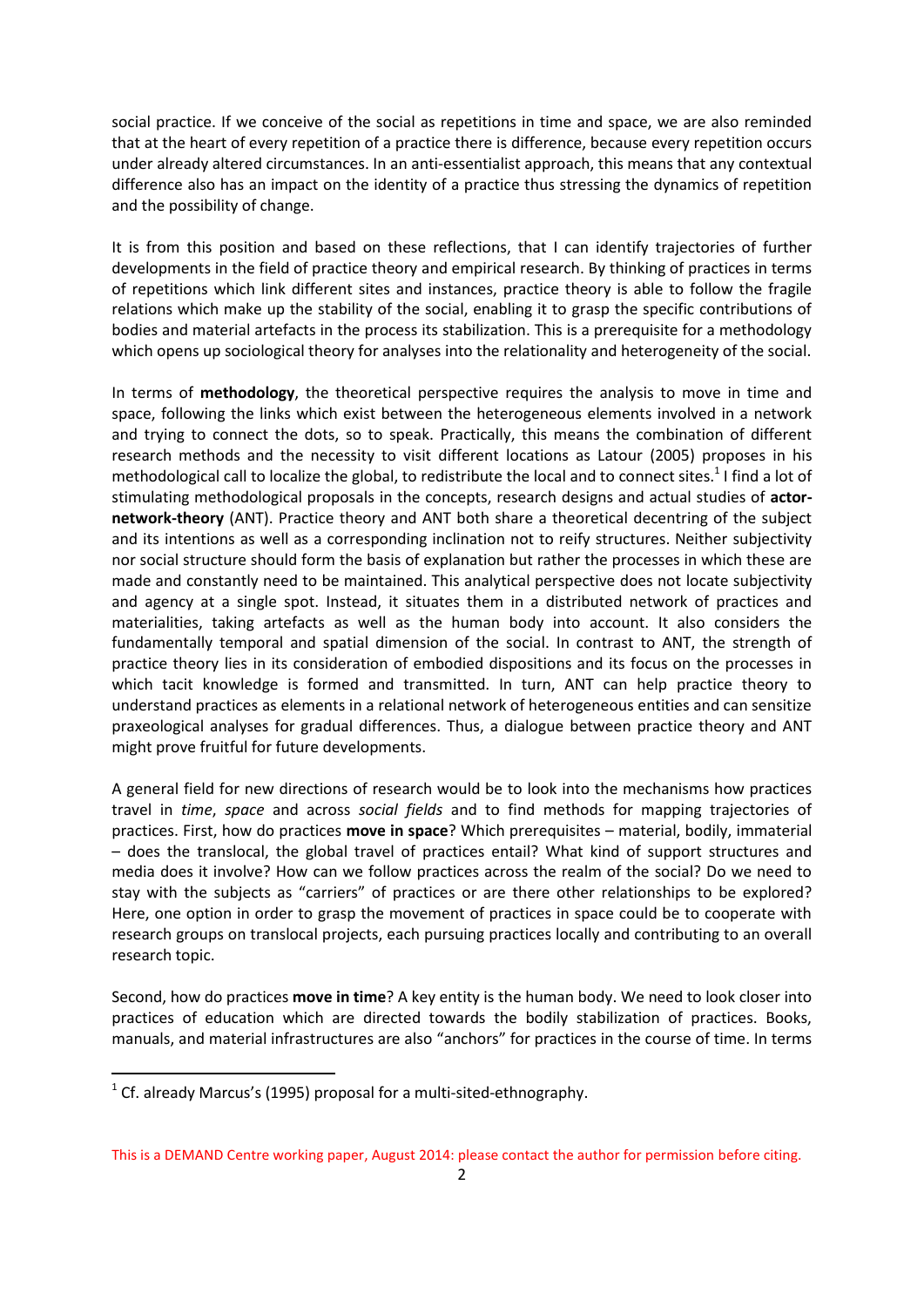social practice. If we conceive of the social as repetitions in time and space, we are also reminded that at the heart of every repetition of a practice there is difference, because every repetition occurs under already altered circumstances. In an anti-essentialist approach, this means that any contextual difference also has an impact on the identity of a practice thus stressing the dynamics of repetition and the possibility of change.

It is from this position and based on these reflections, that I can identify trajectories of further developments in the field of practice theory and empirical research. By thinking of practices in terms of repetitions which link different sites and instances, practice theory is able to follow the fragile relations which make up the stability of the social, enabling it to grasp the specific contributions of bodies and material artefacts in the process its stabilization. This is a prerequisite for a methodology which opens up sociological theory for analyses into the relationality and heterogeneity of the social.

In terms of **methodology**, the theoretical perspective requires the analysis to move in time and space, following the links which exist between the heterogeneous elements involved in a network and trying to connect the dots, so to speak. Practically, this means the combination of different research methods and the necessity to visit different locations as Latour (2005) proposes in his methodological call to localize the global, to redistribute the local and to connect sites.[1] I find a lot of stimulating methodological proposals in the concepts, research designs and actual studies of **actor-network-theory** (ANT). Practice theory and ANT both share a theoretical decentring of the subject and its intentions as well as a corresponding inclination not to reify structures. Neither subjectivity nor social structure should form the basis of explanation but rather the processes in which these are made and constantly need to be maintained. This analytical perspective does not locate subjectivity and agency at a single spot. Instead, it situates them in a distributed network of practices and materialities, taking artefacts as well as the human body into account. It also considers the fundamentally temporal and spatial dimension of the social. In contrast to ANT, the strength of practice theory lies in its consideration of embodied dispositions and its focus on the processes in which tacit knowledge is formed and transmitted. In turn, ANT can help practice theory to understand practices as elements in a relational network of heterogeneous entities and can sensitize praxeological analyses for gradual differences. Thus, a dialogue between practice theory and ANT might prove fruitful for future developments.

A general field for new directions of research would be to look into the mechanisms how practices travel in *time*, *space* and across *social fields* and to find methods for mapping trajectories of practices. First, how do practices **move in space**? Which prerequisites – material, bodily, immaterial – does the translocal, the global travel of practices entail? What kind of support structures and media does it involve? How can we follow practices across the realm of the social? Do we need to stay with the subjects as "carriers" of practices or are there other relationships to be explored? Here, one option in order to grasp the movement of practices in space could be to cooperate with research groups on translocal projects, each pursuing practices locally and contributing to an overall research topic.

Second, how do practices **move in time**? A key entity is the human body. We need to look closer into practices of education which are directed towards the bodily stabilization of practices. Books, manuals, and material infrastructures are also "anchors" for practices in the course of time. In terms

[1] Cf. already Marcus's (1995) proposal for a multi-sited-ethnography.

This is a DEMAND Centre working paper, August 2014: please contact the author for permission before citing.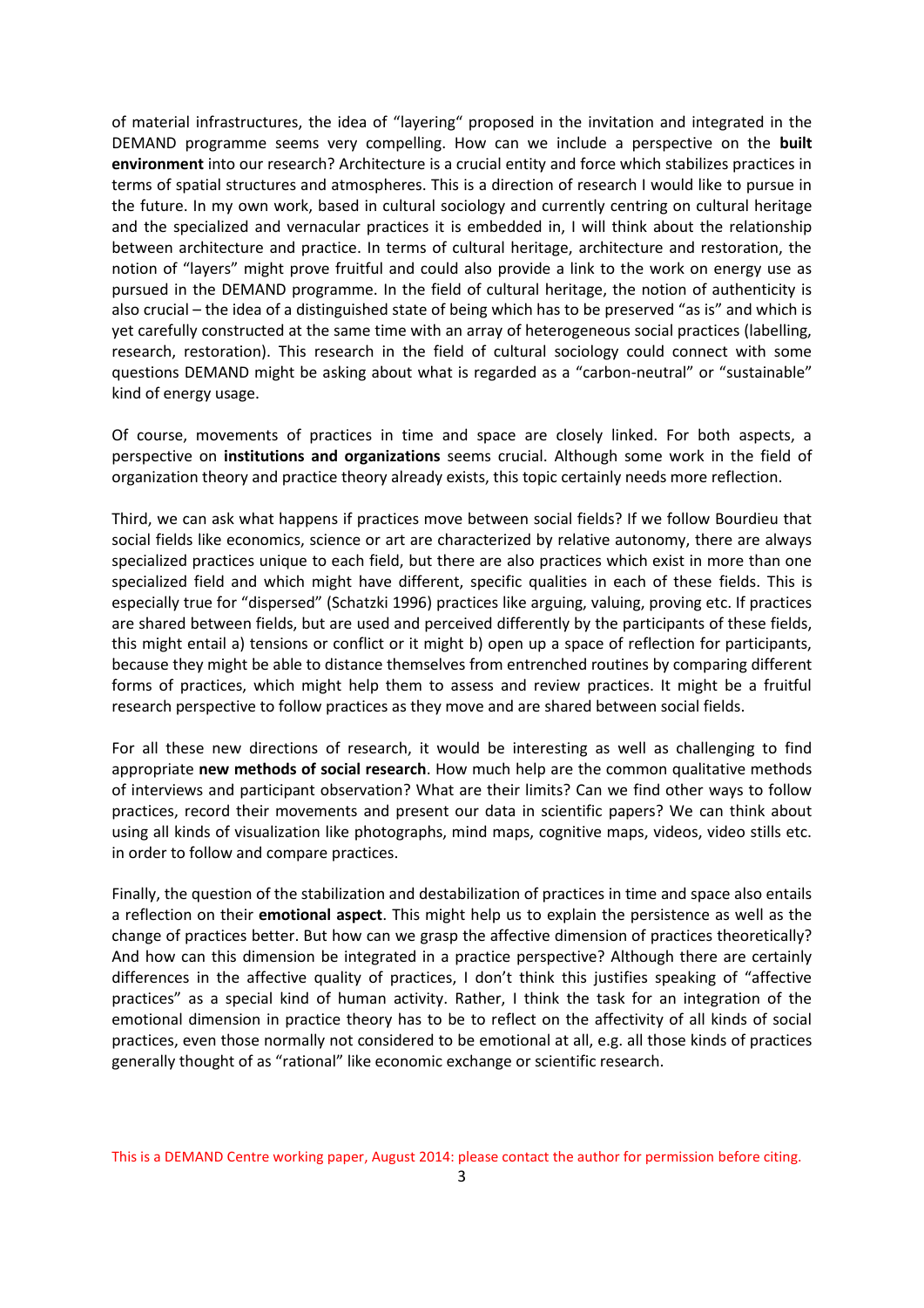of material infrastructures, the idea of "layering" proposed in the invitation and integrated in the DEMAND programme seems very compelling. How can we include a perspective on the **built environment** into our research? Architecture is a crucial entity and force which stabilizes practices in terms of spatial structures and atmospheres. This is a direction of research I would like to pursue in the future. In my own work, based in cultural sociology and currently centring on cultural heritage and the specialized and vernacular practices it is embedded in, I will think about the relationship between architecture and practice. In terms of cultural heritage, architecture and restoration, the notion of "layers" might prove fruitful and could also provide a link to the work on energy use as pursued in the DEMAND programme. In the field of cultural heritage, the notion of authenticity is also crucial – the idea of a distinguished state of being which has to be preserved "as is" and which is yet carefully constructed at the same time with an array of heterogeneous social practices (labelling, research, restoration). This research in the field of cultural sociology could connect with some questions DEMAND might be asking about what is regarded as a "carbon-neutral" or "sustainable" kind of energy usage.

Of course, movements of practices in time and space are closely linked. For both aspects, a perspective on **institutions and organizations** seems crucial. Although some work in the field of organization theory and practice theory already exists, this topic certainly needs more reflection.

Third, we can ask what happens if practices move between social fields? If we follow Bourdieu that social fields like economics, science or art are characterized by relative autonomy, there are always specialized practices unique to each field, but there are also practices which exist in more than one specialized field and which might have different, specific qualities in each of these fields. This is especially true for "dispersed" (Schatzki 1996) practices like arguing, valuing, proving etc. If practices are shared between fields, but are used and perceived differently by the participants of these fields, this might entail a) tensions or conflict or it might b) open up a space of reflection for participants, because they might be able to distance themselves from entrenched routines by comparing different forms of practices, which might help them to assess and review practices. It might be a fruitful research perspective to follow practices as they move and are shared between social fields.

For all these new directions of research, it would be interesting as well as challenging to find appropriate **new methods of social research**. How much help are the common qualitative methods of interviews and participant observation? What are their limits? Can we find other ways to follow practices, record their movements and present our data in scientific papers? We can think about using all kinds of visualization like photographs, mind maps, cognitive maps, videos, video stills etc. in order to follow and compare practices.

Finally, the question of the stabilization and destabilization of practices in time and space also entails a reflection on their **emotional aspect**. This might help us to explain the persistence as well as the change of practices better. But how can we grasp the affective dimension of practices theoretically? And how can this dimension be integrated in a practice perspective? Although there are certainly differences in the affective quality of practices, I don't think this justifies speaking of "affective practices" as a special kind of human activity. Rather, I think the task for an integration of the emotional dimension in practice theory has to be to reflect on the affectivity of all kinds of social practices, even those normally not considered to be emotional at all, e.g. all those kinds of practices generally thought of as "rational" like economic exchange or scientific research.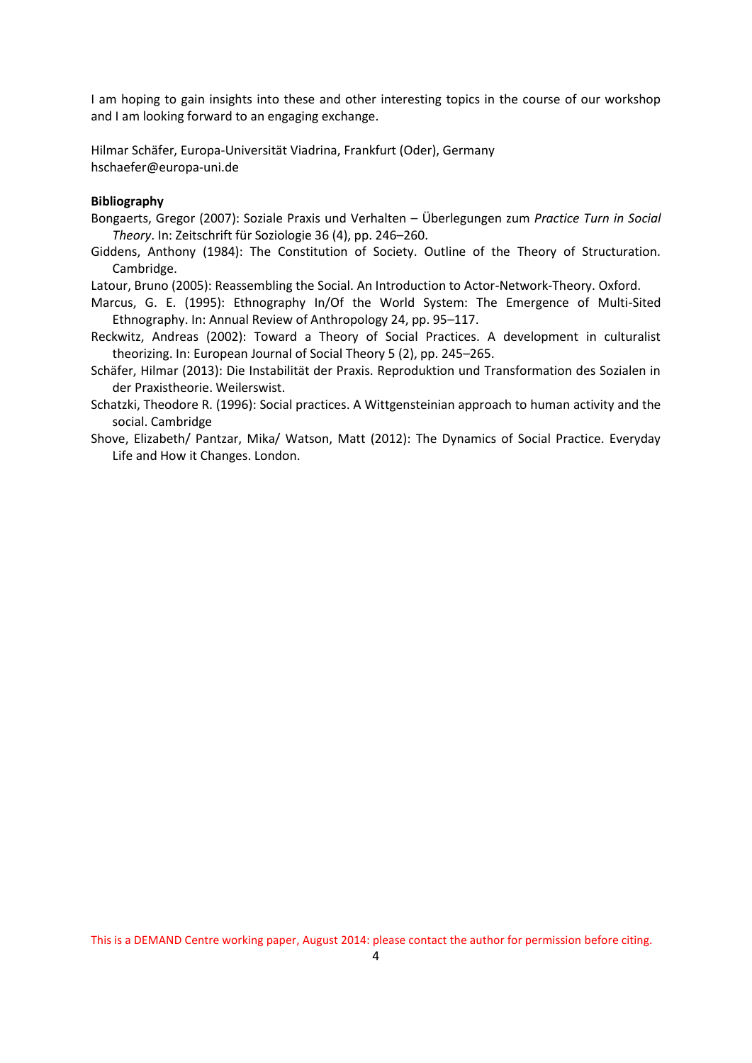I am hoping to gain insights into these and other interesting topics in the course of our workshop and I am looking forward to an engaging exchange.

Hilmar Schäfer, Europa-Universität Viadrina, Frankfurt (Oder), Germany
hschaefer@europa-uni.de

**Bibliography**

Bongaerts, Gregor (2007): Soziale Praxis und Verhalten – Überlegungen zum *Practice Turn in Social Theory*. In: Zeitschrift für Soziologie 36 (4), pp. 246–260.

Giddens, Anthony (1984): The Constitution of Society. Outline of the Theory of Structuration. Cambridge.

Latour, Bruno (2005): Reassembling the Social. An Introduction to Actor-Network-Theory. Oxford.

Marcus, G. E. (1995): Ethnography In/Of the World System: The Emergence of Multi-Sited Ethnography. In: Annual Review of Anthropology 24, pp. 95–117.

Reckwitz, Andreas (2002): Toward a Theory of Social Practices. A development in culturalist theorizing. In: European Journal of Social Theory 5 (2), pp. 245–265.

Schäfer, Hilmar (2013): Die Instabilität der Praxis. Reproduktion und Transformation des Sozialen in der Praxistheorie. Weilerswist.

Schatzki, Theodore R. (1996): Social practices. A Wittgensteinian approach to human activity and the social. Cambridge

Shove, Elizabeth/ Pantzar, Mika/ Watson, Matt (2012): The Dynamics of Social Practice. Everyday Life and How it Changes. London.

This is a DEMAND Centre working paper, August 2014: please contact the author for permission before citing.